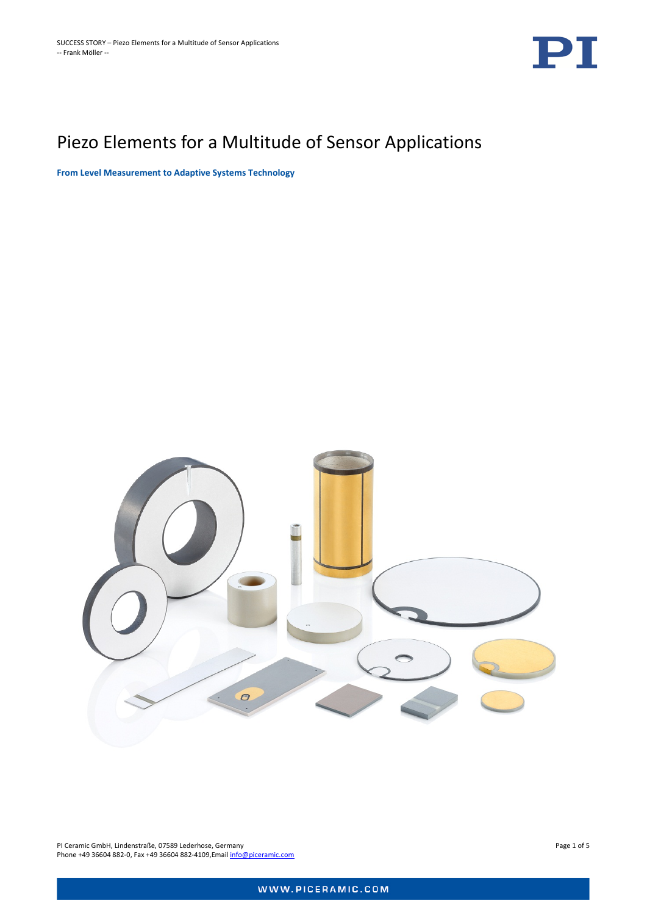# Piezo Elements for a Multitude of Sensor Applications

**From Level Measurement to Adaptive Systems Technology**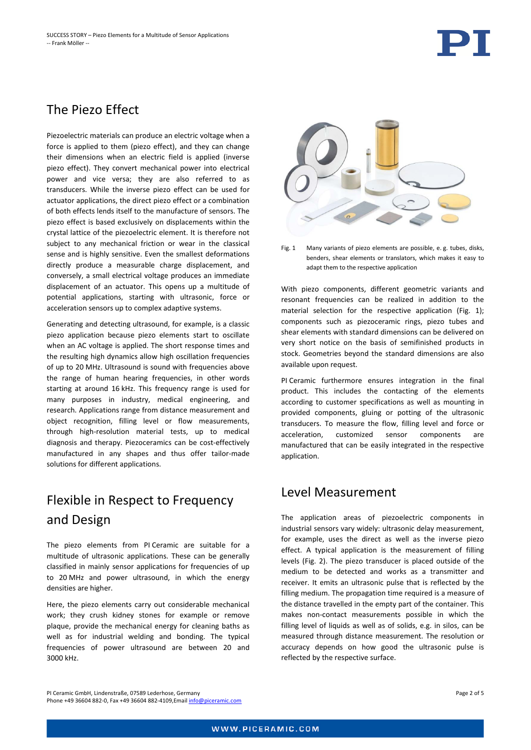## The Piezo Effect

Piezoelectric materials can produce an electric voltage when a force is applied to them (piezo effect), and they can change their dimensions when an electric field is applied (inverse piezo effect). They convert mechanical power into electrical power and vice versa; they are also referred to as transducers. While the inverse piezo effect can be used for actuator applications, the direct piezo effect or a combination of both effects lends itself to the manufacture of sensors. The piezo effect is based exclusively on displacements within the crystal lattice of the piezoelectric element. It is therefore not subject to any mechanical friction or wear in the classical sense and is highly sensitive. Even the smallest deformations directly produce a measurable charge displacement, and conversely, a small electrical voltage produces an immediate displacement of an actuator. This opens up a multitude of potential applications, starting with ultrasonic, force or acceleration sensors up to complex adaptive systems.

Generating and detecting ultrasound, for example, is a classic piezo application because piezo elements start to oscillate when an AC voltage is applied. The short response times and the resulting high dynamics allow high oscillation frequencies of up to 20 MHz. Ultrasound is sound with frequencies above the range of human hearing frequencies, in other words starting at around 16 kHz. This frequency range is used for many purposes in industry, medical engineering, and research. Applications range from distance measurement and object recognition, filling level or flow measurements, through high-resolution material tests, up to medical diagnosis and therapy. Piezoceramics can be cost-effectively manufactured in any shapes and thus offer tailor-made solutions for different applications.

## Flexible in Respect to Frequency and Design

The piezo elements from PI Ceramic are suitable for a multitude of ultrasonic applications. These can be generally classified in mainly sensor applications for frequencies of up to 20 MHz and power ultrasound, in which the energy densities are higher.

Here, the piezo elements carry out considerable mechanical work; they crush kidney stones for example or remove plaque, provide the mechanical energy for cleaning baths as well as for industrial welding and bonding. The typical frequencies of power ultrasound are between 20 and 3000 kHz.

Fig. 1 Many variants of piezo elements are possible, e. g. tubes, disks, benders, shear elements or translators, which makes it easy to adapt them to the respective application

With piezo components, different geometric variants and resonant frequencies can be realized in addition to the material selection for the respective application (Fig. 1); components such as piezoceramic rings, piezo tubes and shear elements with standard dimensions can be delivered on very short notice on the basis of semifinished products in stock. Geometries beyond the standard dimensions are also available upon request.

PI Ceramic furthermore ensures integration in the final product. This includes the contacting of the elements according to customer specifications as well as mounting in provided components, gluing or potting of the ultrasonic transducers. To measure the flow, filling level and force or acceleration, customized sensor components are manufactured that can be easily integrated in the respective application.

## Level Measurement

The application areas of piezoelectric components in industrial sensors vary widely: ultrasonic delay measurement, for example, uses the direct as well as the inverse piezo effect. A typical application is the measurement of filling levels (Fig. 2). The piezo transducer is placed outside of the medium to be detected and works as a transmitter and receiver. It emits an ultrasonic pulse that is reflected by the filling medium. The propagation time required is a measure of the distance travelled in the empty part of the container. This makes non-contact measurements possible in which the filling level of liquids as well as of solids, e.g. in silos, can be measured through distance measurement. The resolution or accuracy depends on how good the ultrasonic pulse is reflected by the respective surface.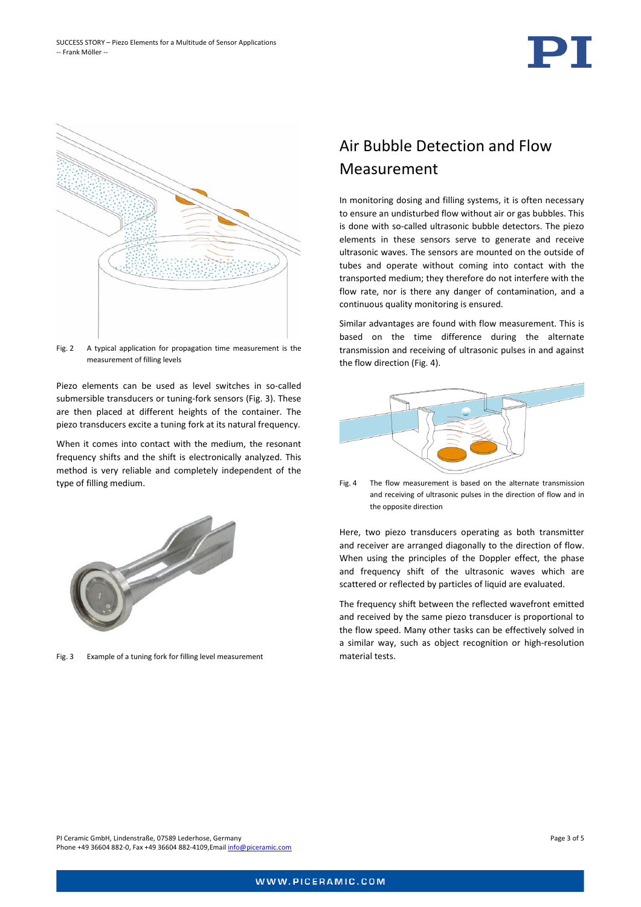Fig. 2 A typical application for propagation time measurement is the measurement of filling levels

Piezo elements can be used as level switches in so-called submersible transducers or tuning-fork sensors (Fig. 3). These are then placed at different heights of the container. The piezo transducers excite a tuning fork at its natural frequency.

When it comes into contact with the medium, the resonant frequency shifts and the shift is electronically analyzed. This method is very reliable and completely independent of the type of filling medium.

Fig. 3 Example of a tuning fork for filling level measurement

## Air Bubble Detection and Flow Measurement

In monitoring dosing and filling systems, it is often necessary to ensure an undisturbed flow without air or gas bubbles. This is done with so-called ultrasonic bubble detectors. The piezo elements in these sensors serve to generate and receive ultrasonic waves. The sensors are mounted on the outside of tubes and operate without coming into contact with the transported medium; they therefore do not interfere with the flow rate, nor is there any danger of contamination, and a continuous quality monitoring is ensured.

Similar advantages are found with flow measurement. This is based on the time difference during the alternate transmission and receiving of ultrasonic pulses in and against the flow direction (Fig. 4).

Fig. 4 The flow measurement is based on the alternate transmission and receiving of ultrasonic pulses in the direction of flow and in the opposite direction

Here, two piezo transducers operating as both transmitter and receiver are arranged diagonally to the direction of flow. When using the principles of the Doppler effect, the phase and frequency shift of the ultrasonic waves which are scattered or reflected by particles of liquid are evaluated.

The frequency shift between the reflected wavefront emitted and received by the same piezo transducer is proportional to the flow speed. Many other tasks can be effectively solved in a similar way, such as object recognition or high-resolution material tests.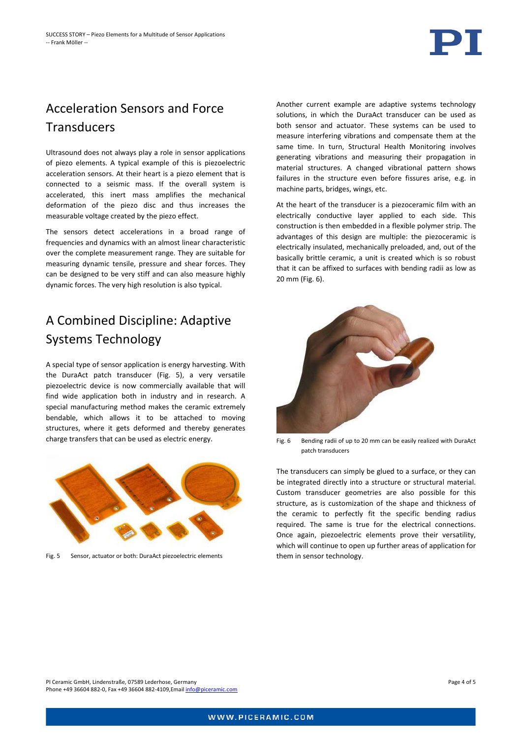## Acceleration Sensors and Force Transducers

Ultrasound does not always play a role in sensor applications of piezo elements. A typical example of this is piezoelectric acceleration sensors. At their heart is a piezo element that is connected to a seismic mass. If the overall system is accelerated, this inert mass amplifies the mechanical deformation of the piezo disc and thus increases the measurable voltage created by the piezo effect.

The sensors detect accelerations in a broad range of frequencies and dynamics with an almost linear characteristic over the complete measurement range. They are suitable for measuring dynamic tensile, pressure and shear forces. They can be designed to be very stiff and can also measure highly dynamic forces. The very high resolution is also typical.

## A Combined Discipline: Adaptive Systems Technology

A special type of sensor application is energy harvesting. With the DuraAct patch transducer (Fig. 5), a very versatile piezoelectric device is now commercially available that will find wide application both in industry and in research. A special manufacturing method makes the ceramic extremely bendable, which allows it to be attached to moving structures, where it gets deformed and thereby generates charge transfers that can be used as electric energy.

Fig. 5 Sensor, actuator or both: DuraAct piezoelectric elements

Another current example are adaptive systems technology solutions, in which the DuraAct transducer can be used as both sensor and actuator. These systems can be used to measure interfering vibrations and compensate them at the same time. In turn, Structural Health Monitoring involves generating vibrations and measuring their propagation in material structures. A changed vibrational pattern shows failures in the structure even before fissures arise, e.g. in machine parts, bridges, wings, etc.

At the heart of the transducer is a piezoceramic film with an electrically conductive layer applied to each side. This construction is then embedded in a flexible polymer strip. The advantages of this design are multiple: the piezoceramic is electrically insulated, mechanically preloaded, and, out of the basically brittle ceramic, a unit is created which is so robust that it can be affixed to surfaces with bending radii as low as 20 mm (Fig. 6).

Fig. 6 Bending radii of up to 20 mm can be easily realized with DuraAct patch transducers

The transducers can simply be glued to a surface, or they can be integrated directly into a structure or structural material. Custom transducer geometries are also possible for this structure, as is customization of the shape and thickness of the ceramic to perfectly fit the specific bending radius required. The same is true for the electrical connections. Once again, piezoelectric elements prove their versatility, which will continue to open up further areas of application for them in sensor technology.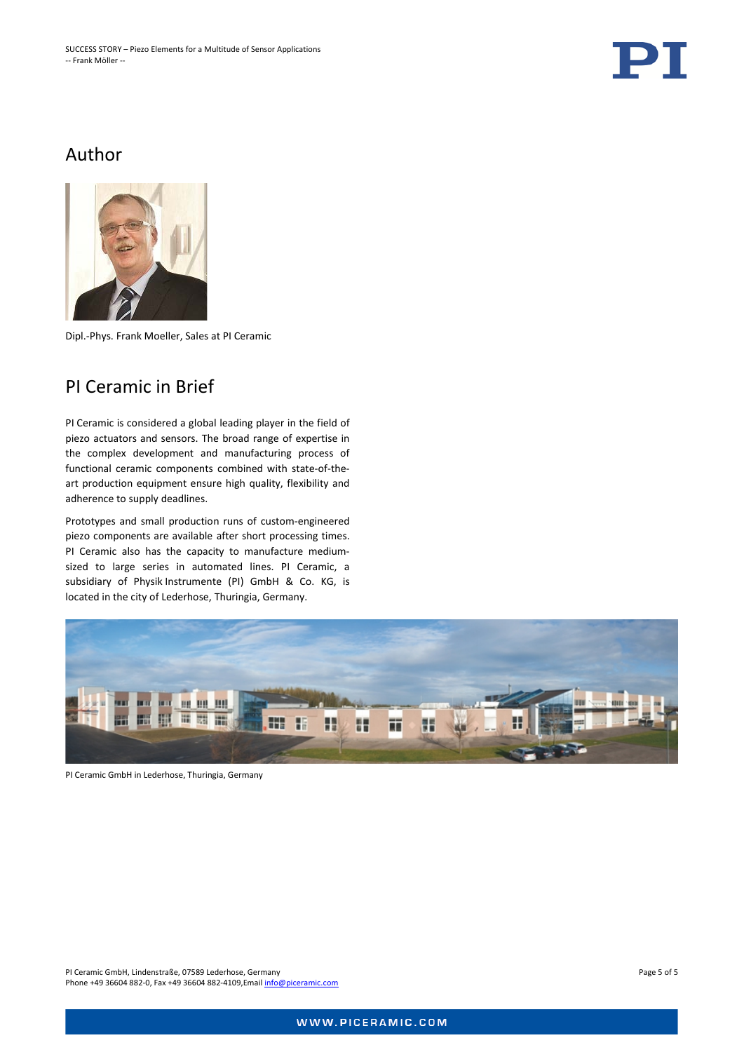## Author

Dipl.-Phys. Frank Moeller, Sales at PI Ceramic

## PI Ceramic in Brief

PI Ceramic is considered a global leading player in the field of piezo actuators and sensors. The broad range of expertise in the complex development and manufacturing process of functional ceramic components combined with state-of-the-art production equipment ensure high quality, flexibility and adherence to supply deadlines.

Prototypes and small production runs of custom-engineered piezo components are available after short processing times. PI Ceramic also has the capacity to manufacture medium-sized to large series in automated lines. PI Ceramic, a subsidiary of Physik Instrumente (PI) GmbH & Co. KG, is located in the city of Lederhose, Thuringia, Germany.

PI Ceramic GmbH in Lederhose, Thuringia, Germany

PI Ceramic GmbH, Lindenstraße, 07589 Lederhose, Germany
Phone +49 36604 882-0, Fax +49 36604 882-4109, Email info@piceramic.com

WWW.PICERAMIC.COM